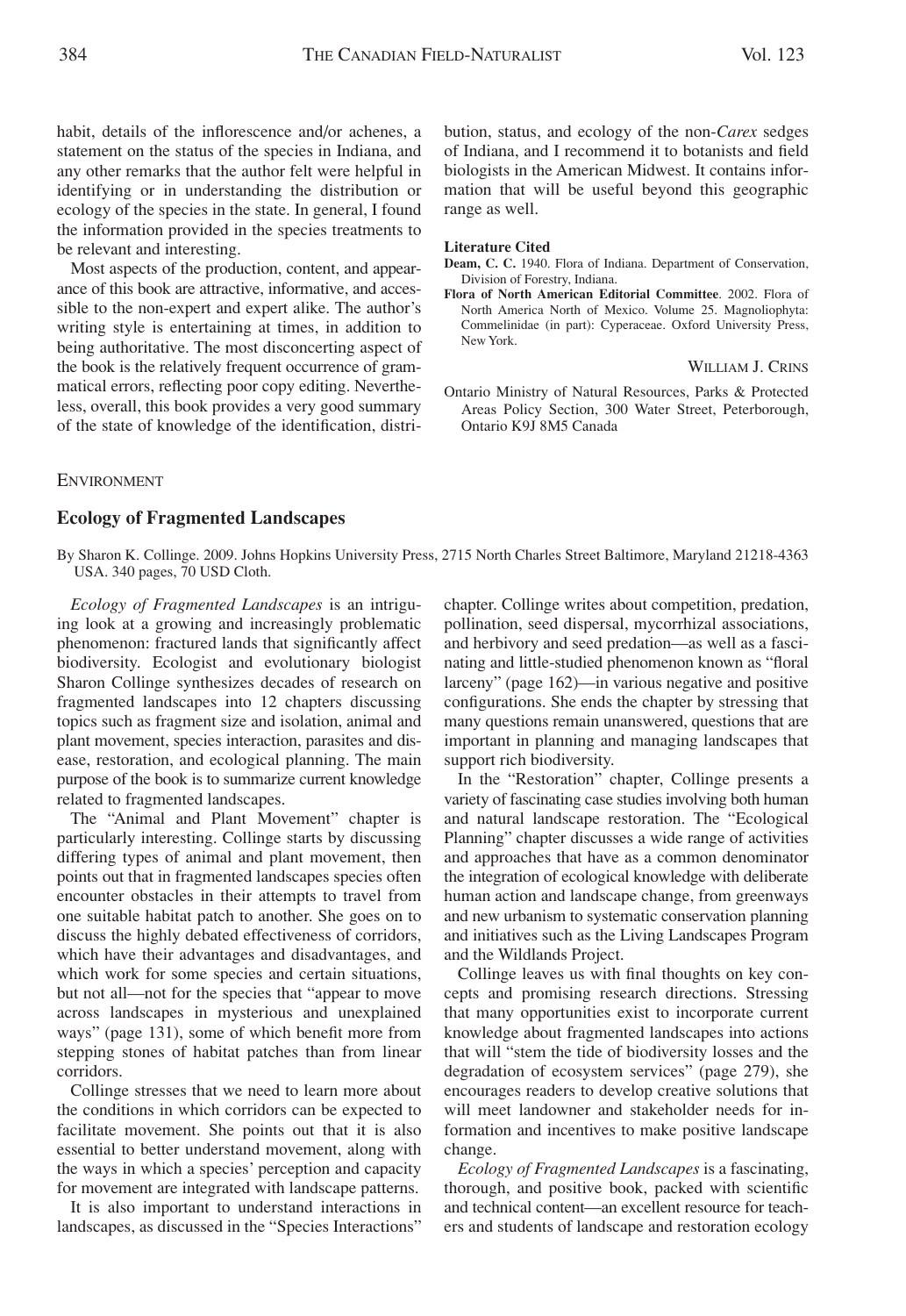habit, details of the inflorescence and/or achenes, a statement on the status of the species in Indiana, and any other remarks that the author felt were helpful in identifying or in understanding the distribution or ecology of the species in the state. In general, I found the information provided in the species treatments to be relevant and interesting.

Most aspects of the production, content, and appearance of this book are attractive, informative, and accessible to the non-expert and expert alike. The author's writing style is entertaining at times, in addition to being authoritative. The most disconcerting aspect of the book is the relatively frequent occurrence of grammatical errors, reflecting poor copy editing. Nevertheless, overall, this book provides a very good summary of the state of knowledge of the identification, distribution, status, and ecology of the non-*Carex* sedges of Indiana, and I recommend it to botanists and field biologists in the American Midwest. It contains information that will be useful beyond this geographic range as well.

**Literature Cited**

**Deam, C. C.** 1940. Flora of Indiana. Department of Conservation, Division of Forestry, Indiana.

**Flora of North American Editorial Committee**. 2002. Flora of North America North of Mexico. Volume 25. Magnoliophyta: Commelinidae (in part): Cyperaceae. Oxford University Press, New York.

WILLIAM J. CRINS

Ontario Ministry of Natural Resources, Parks & Protected Areas Policy Section, 300 Water Street, Peterborough, Ontario K9J 8M5 Canada

## ENVIRONMENT

### Ecology of Fragmented Landscapes

By Sharon K. Collinge. 2009. Johns Hopkins University Press, 2715 North Charles Street Baltimore, Maryland 21218-4363 USA. 340 pages, 70 USD Cloth.

*Ecology of Fragmented Landscapes* is an intriguing look at a growing and increasingly problematic phenomenon: fractured lands that significantly affect biodiversity. Ecologist and evolutionary biologist Sharon Collinge synthesizes decades of research on fragmented landscapes into 12 chapters discussing topics such as fragment size and isolation, animal and plant movement, species interaction, parasites and disease, restoration, and ecological planning. The main purpose of the book is to summarize current knowledge related to fragmented landscapes.

The "Animal and Plant Movement" chapter is particularly interesting. Collinge starts by discussing differing types of animal and plant movement, then points out that in fragmented landscapes species often encounter obstacles in their attempts to travel from one suitable habitat patch to another. She goes on to discuss the highly debated effectiveness of corridors, which have their advantages and disadvantages, and which work for some species and certain situations, but not all—not for the species that "appear to move across landscapes in mysterious and unexplained ways" (page 131), some of which benefit more from stepping stones of habitat patches than from linear corridors.

Collinge stresses that we need to learn more about the conditions in which corridors can be expected to facilitate movement. She points out that it is also essential to better understand movement, along with the ways in which a species' perception and capacity for movement are integrated with landscape patterns.

It is also important to understand interactions in landscapes, as discussed in the "Species Interactions" chapter. Collinge writes about competition, predation, pollination, seed dispersal, mycorrhizal associations, and herbivory and seed predation—as well as a fascinating and little-studied phenomenon known as "floral larceny" (page 162)—in various negative and positive configurations. She ends the chapter by stressing that many questions remain unanswered, questions that are important in planning and managing landscapes that support rich biodiversity.

In the "Restoration" chapter, Collinge presents a variety of fascinating case studies involving both human and natural landscape restoration. The "Ecological Planning" chapter discusses a wide range of activities and approaches that have as a common denominator the integration of ecological knowledge with deliberate human action and landscape change, from greenways and new urbanism to systematic conservation planning and initiatives such as the Living Landscapes Program and the Wildlands Project.

Collinge leaves us with final thoughts on key concepts and promising research directions. Stressing that many opportunities exist to incorporate current knowledge about fragmented landscapes into actions that will "stem the tide of biodiversity losses and the degradation of ecosystem services" (page 279), she encourages readers to develop creative solutions that will meet landowner and stakeholder needs for information and incentives to make positive landscape change.

*Ecology of Fragmented Landscapes* is a fascinating, thorough, and positive book, packed with scientific and technical content—an excellent resource for teachers and students of landscape and restoration ecology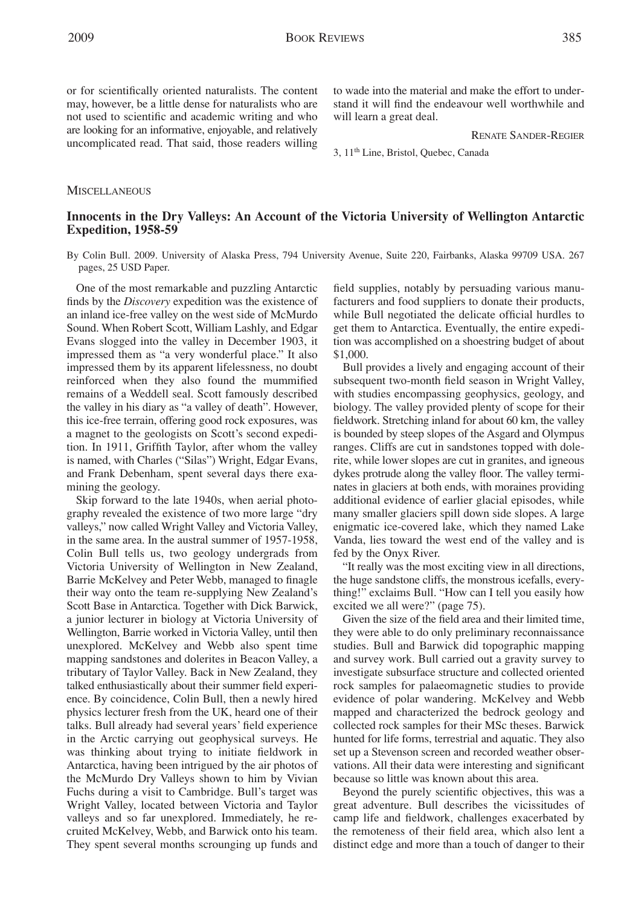or for scientifically oriented naturalists. The content may, however, be a little dense for naturalists who are not used to scientific and academic writing and who are looking for an informative, enjoyable, and relatively uncomplicated read. That said, those readers willing to wade into the material and make the effort to understand it will find the endeavour well worthwhile and will learn a great deal.

RENATE SANDER-REGIER

3, 11th Line, Bristol, Quebec, Canada

## MISCELLANEOUS

### Innocents in the Dry Valleys: An Account of the Victoria University of Wellington Antarctic Expedition, 1958-59

By Colin Bull. 2009. University of Alaska Press, 794 University Avenue, Suite 220, Fairbanks, Alaska 99709 USA. 267 pages, 25 USD Paper.

One of the most remarkable and puzzling Antarctic finds by the *Discovery* expedition was the existence of an inland ice-free valley on the west side of McMurdo Sound. When Robert Scott, William Lashly, and Edgar Evans slogged into the valley in December 1903, it impressed them as "a very wonderful place." It also impressed them by its apparent lifelessness, no doubt reinforced when they also found the mummified remains of a Weddell seal. Scott famously described the valley in his diary as "a valley of death". However, this ice-free terrain, offering good rock exposures, was a magnet to the geologists on Scott's second expedition. In 1911, Griffith Taylor, after whom the valley is named, with Charles ("Silas") Wright, Edgar Evans, and Frank Debenham, spent several days there examining the geology.

Skip forward to the late 1940s, when aerial photography revealed the existence of two more large "dry valleys," now called Wright Valley and Victoria Valley, in the same area. In the austral summer of 1957-1958, Colin Bull tells us, two geology undergrads from Victoria University of Wellington in New Zealand, Barrie McKelvey and Peter Webb, managed to finagle their way onto the team re-supplying New Zealand's Scott Base in Antarctica. Together with Dick Barwick, a junior lecturer in biology at Victoria University of Wellington, Barrie worked in Victoria Valley, until then unexplored. McKelvey and Webb also spent time mapping sandstones and dolerites in Beacon Valley, a tributary of Taylor Valley. Back in New Zealand, they talked enthusiastically about their summer field experience. By coincidence, Colin Bull, then a newly hired physics lecturer fresh from the UK, heard one of their talks. Bull already had several years' field experience in the Arctic carrying out geophysical surveys. He was thinking about trying to initiate fieldwork in Antarctica, having been intrigued by the air photos of the McMurdo Dry Valleys shown to him by Vivian Fuchs during a visit to Cambridge. Bull's target was Wright Valley, located between Victoria and Taylor valleys and so far unexplored. Immediately, he recruited McKelvey, Webb, and Barwick onto his team. They spent several months scrounging up funds and field supplies, notably by persuading various manufacturers and food suppliers to donate their products, while Bull negotiated the delicate official hurdles to get them to Antarctica. Eventually, the entire expedition was accomplished on a shoestring budget of about $1,000.

Bull provides a lively and engaging account of their subsequent two-month field season in Wright Valley, with studies encompassing geophysics, geology, and biology. The valley provided plenty of scope for their fieldwork. Stretching inland for about 60 km, the valley is bounded by steep slopes of the Asgard and Olympus ranges. Cliffs are cut in sandstones topped with dolerite, while lower slopes are cut in granites, and igneous dykes protrude along the valley floor. The valley terminates in glaciers at both ends, with moraines providing additional evidence of earlier glacial episodes, while many smaller glaciers spill down side slopes. A large enigmatic ice-covered lake, which they named Lake Vanda, lies toward the west end of the valley and is fed by the Onyx River.

"It really was the most exciting view in all directions, the huge sandstone cliffs, the monstrous icefalls, everything!" exclaims Bull. "How can I tell you easily how excited we all were?" (page 75).

Given the size of the field area and their limited time, they were able to do only preliminary reconnaissance studies. Bull and Barwick did topographic mapping and survey work. Bull carried out a gravity survey to investigate subsurface structure and collected oriented rock samples for palaeomagnetic studies to provide evidence of polar wandering. McKelvey and Webb mapped and characterized the bedrock geology and collected rock samples for their MSc theses. Barwick hunted for life forms, terrestrial and aquatic. They also set up a Stevenson screen and recorded weather observations. All their data were interesting and significant because so little was known about this area.

Beyond the purely scientific objectives, this was a great adventure. Bull describes the vicissitudes of camp life and fieldwork, challenges exacerbated by the remoteness of their field area, which also lent a distinct edge and more than a touch of danger to their